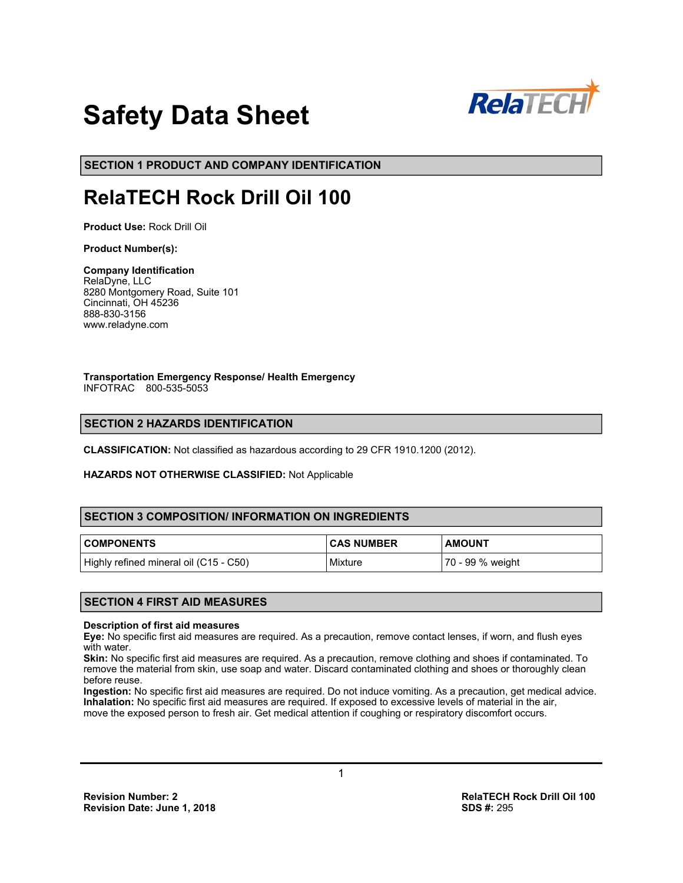# Safety Data Sheet

RelaTECH

## SECTION 1 PRODUCT AND COMPANY IDENTIFICATION

# RelaTECH Rock Drill Oil 100

**Product Use:** Rock Drill Oil

**Product Number(s):**

**Company Identification**
RelaDyne, LLC
8280 Montgomery Road, Suite 101
Cincinnati, OH 45236
888-830-3156
www.reladyne.com

**Transportation Emergency Response/ Health Emergency**
INFOTRAC 800-535-5053

## SECTION 2 HAZARDS IDENTIFICATION

**CLASSIFICATION:** Not classified as hazardous according to 29 CFR 1910.1200 (2012).

**HAZARDS NOT OTHERWISE CLASSIFIED:** Not Applicable

## SECTION 3 COMPOSITION/ INFORMATION ON INGREDIENTS

| COMPONENTS | CAS NUMBER | AMOUNT |
|---|---|---|
| Highly refined mineral oil (C15 - C50) | Mixture | 70 - 99 % weight |

## SECTION 4 FIRST AID MEASURES

**Description of first aid measures**
**Eye:** No specific first aid measures are required. As a precaution, remove contact lenses, if worn, and flush eyes with water.
**Skin:** No specific first aid measures are required. As a precaution, remove clothing and shoes if contaminated. To remove the material from skin, use soap and water. Discard contaminated clothing and shoes or thoroughly clean before reuse.
**Ingestion:** No specific first aid measures are required. Do not induce vomiting. As a precaution, get medical advice.
**Inhalation:** No specific first aid measures are required. If exposed to excessive levels of material in the air, move the exposed person to fresh air. Get medical attention if coughing or respiratory discomfort occurs.

**Revision Number: 2**
**Revision Date: June 1, 2018**

**RelaTECH Rock Drill Oil 100**
**SDS #:** 295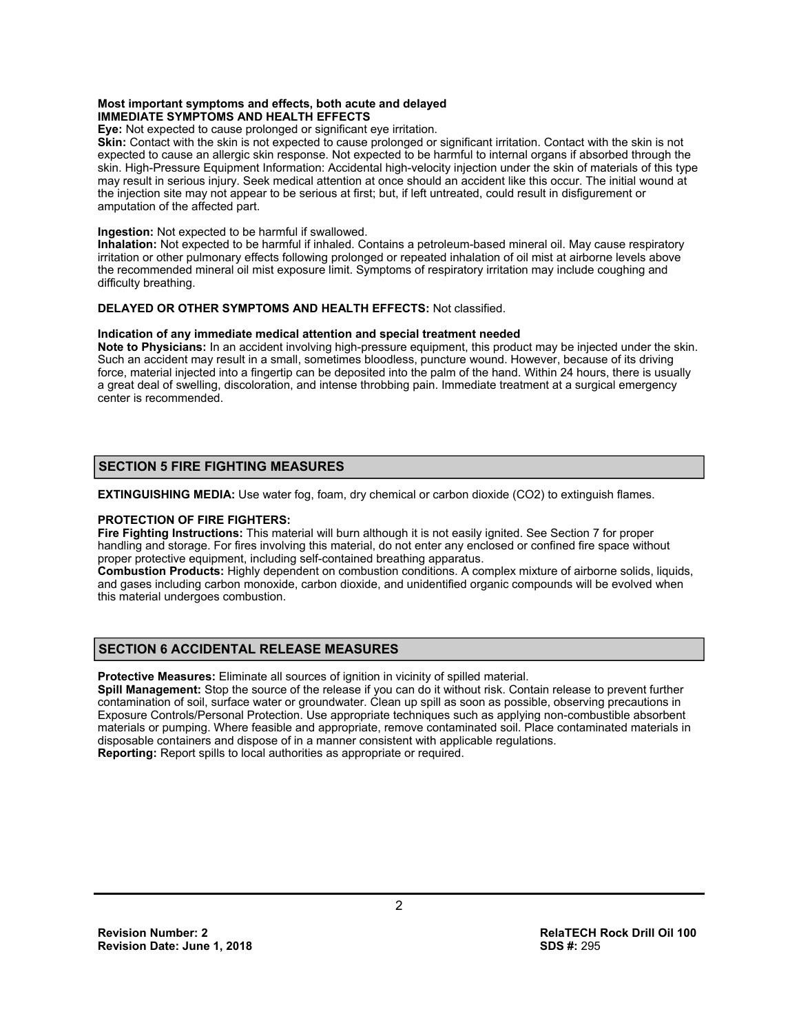**Most important symptoms and effects, both acute and delayed**
**IMMEDIATE SYMPTOMS AND HEALTH EFFECTS**

**Eye:** Not expected to cause prolonged or significant eye irritation.
**Skin:** Contact with the skin is not expected to cause prolonged or significant irritation. Contact with the skin is not expected to cause an allergic skin response. Not expected to be harmful to internal organs if absorbed through the skin. High-Pressure Equipment Information: Accidental high-velocity injection under the skin of materials of this type may result in serious injury. Seek medical attention at once should an accident like this occur. The initial wound at the injection site may not appear to be serious at first; but, if left untreated, could result in disfigurement or amputation of the affected part.

**Ingestion:** Not expected to be harmful if swallowed.
**Inhalation:** Not expected to be harmful if inhaled. Contains a petroleum-based mineral oil. May cause respiratory irritation or other pulmonary effects following prolonged or repeated inhalation of oil mist at airborne levels above the recommended mineral oil mist exposure limit. Symptoms of respiratory irritation may include coughing and difficulty breathing.

**DELAYED OR OTHER SYMPTOMS AND HEALTH EFFECTS:** Not classified.

**Indication of any immediate medical attention and special treatment needed**
**Note to Physicians:** In an accident involving high-pressure equipment, this product may be injected under the skin. Such an accident may result in a small, sometimes bloodless, puncture wound. However, because of its driving force, material injected into a fingertip can be deposited into the palm of the hand. Within 24 hours, there is usually a great deal of swelling, discoloration, and intense throbbing pain. Immediate treatment at a surgical emergency center is recommended.

## SECTION 5 FIRE FIGHTING MEASURES

**EXTINGUISHING MEDIA:** Use water fog, foam, dry chemical or carbon dioxide (CO2) to extinguish flames.

**PROTECTION OF FIRE FIGHTERS:**
**Fire Fighting Instructions:** This material will burn although it is not easily ignited. See Section 7 for proper handling and storage. For fires involving this material, do not enter any enclosed or confined fire space without proper protective equipment, including self-contained breathing apparatus.
**Combustion Products:** Highly dependent on combustion conditions. A complex mixture of airborne solids, liquids, and gases including carbon monoxide, carbon dioxide, and unidentified organic compounds will be evolved when this material undergoes combustion.

## SECTION 6 ACCIDENTAL RELEASE MEASURES

**Protective Measures:** Eliminate all sources of ignition in vicinity of spilled material.
**Spill Management:** Stop the source of the release if you can do it without risk. Contain release to prevent further contamination of soil, surface water or groundwater. Clean up spill as soon as possible, observing precautions in Exposure Controls/Personal Protection. Use appropriate techniques such as applying non-combustible absorbent materials or pumping. Where feasible and appropriate, remove contaminated soil. Place contaminated materials in disposable containers and dispose of in a manner consistent with applicable regulations.
**Reporting:** Report spills to local authorities as appropriate or required.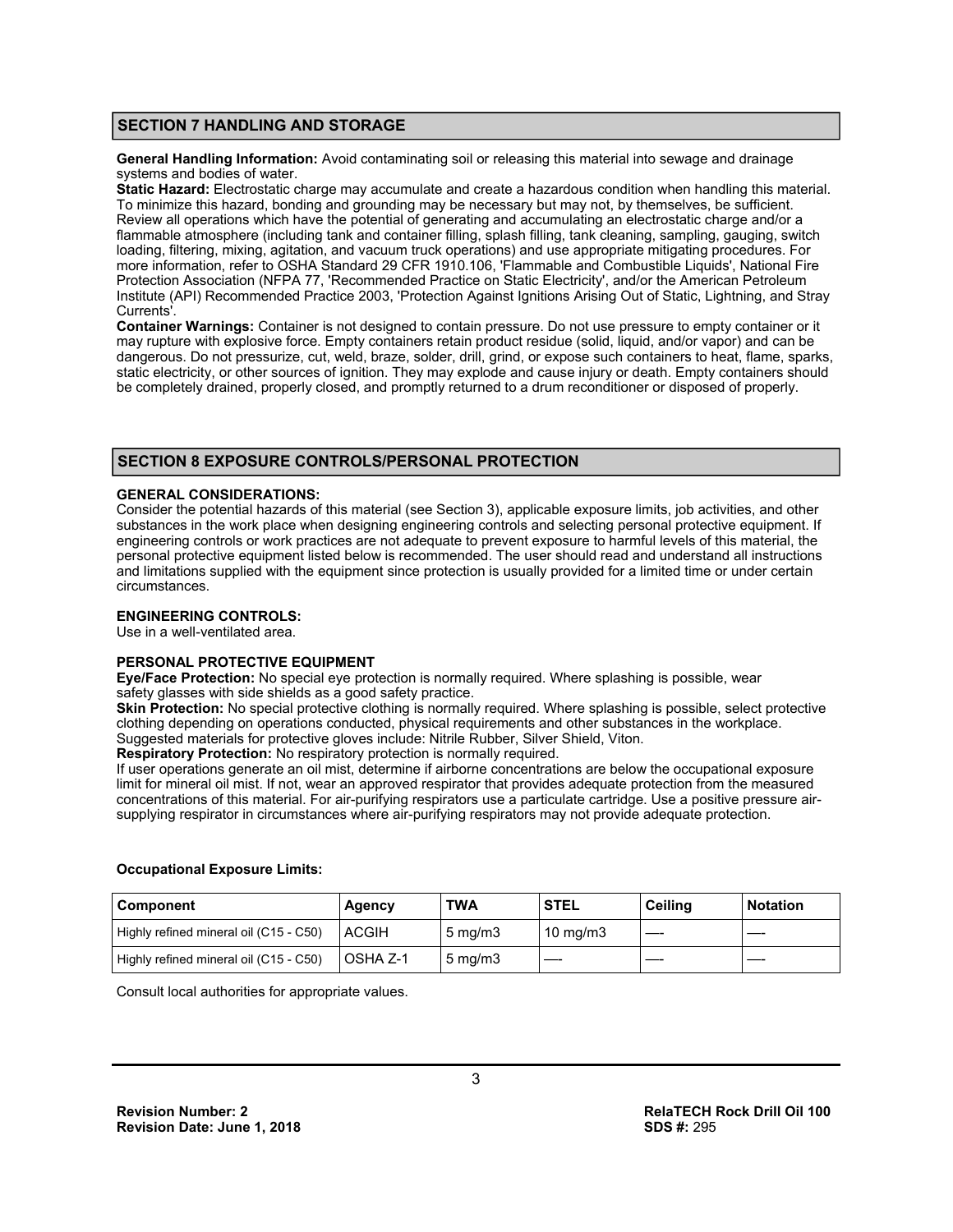## SECTION 7 HANDLING AND STORAGE

**General Handling Information:** Avoid contaminating soil or releasing this material into sewage and drainage systems and bodies of water.

**Static Hazard:** Electrostatic charge may accumulate and create a hazardous condition when handling this material. To minimize this hazard, bonding and grounding may be necessary but may not, by themselves, be sufficient. Review all operations which have the potential of generating and accumulating an electrostatic charge and/or a flammable atmosphere (including tank and container filling, splash filling, tank cleaning, sampling, gauging, switch loading, filtering, mixing, agitation, and vacuum truck operations) and use appropriate mitigating procedures. For more information, refer to OSHA Standard 29 CFR 1910.106, 'Flammable and Combustible Liquids', National Fire Protection Association (NFPA 77, 'Recommended Practice on Static Electricity', and/or the American Petroleum Institute (API) Recommended Practice 2003, 'Protection Against Ignitions Arising Out of Static, Lightning, and Stray Currents'.

**Container Warnings:** Container is not designed to contain pressure. Do not use pressure to empty container or it may rupture with explosive force. Empty containers retain product residue (solid, liquid, and/or vapor) and can be dangerous. Do not pressurize, cut, weld, braze, solder, drill, grind, or expose such containers to heat, flame, sparks, static electricity, or other sources of ignition. They may explode and cause injury or death. Empty containers should be completely drained, properly closed, and promptly returned to a drum reconditioner or disposed of properly.

## SECTION 8 EXPOSURE CONTROLS/PERSONAL PROTECTION

**GENERAL CONSIDERATIONS:**

Consider the potential hazards of this material (see Section 3), applicable exposure limits, job activities, and other substances in the work place when designing engineering controls and selecting personal protective equipment. If engineering controls or work practices are not adequate to prevent exposure to harmful levels of this material, the personal protective equipment listed below is recommended. The user should read and understand all instructions and limitations supplied with the equipment since protection is usually provided for a limited time or under certain circumstances.

**ENGINEERING CONTROLS:**

Use in a well-ventilated area.

**PERSONAL PROTECTIVE EQUIPMENT**

**Eye/Face Protection:** No special eye protection is normally required. Where splashing is possible, wear safety glasses with side shields as a good safety practice.

**Skin Protection:** No special protective clothing is normally required. Where splashing is possible, select protective clothing depending on operations conducted, physical requirements and other substances in the workplace. Suggested materials for protective gloves include: Nitrile Rubber, Silver Shield, Viton.

**Respiratory Protection:** No respiratory protection is normally required.

If user operations generate an oil mist, determine if airborne concentrations are below the occupational exposure limit for mineral oil mist. If not, wear an approved respirator that provides adequate protection from the measured concentrations of this material. For air-purifying respirators use a particulate cartridge. Use a positive pressure air-supplying respirator in circumstances where air-purifying respirators may not provide adequate protection.

**Occupational Exposure Limits:**

| Component | Agency | TWA | STEL | Ceiling | Notation |
|---|---|---|---|---|---|
| Highly refined mineral oil (C15 - C50) | ACGIH | 5 mg/m3 | 10 mg/m3 | — | — |
| Highly refined mineral oil (C15 - C50) | OSHA Z-1 | 5 mg/m3 | — | — | — |

Consult local authorities for appropriate values.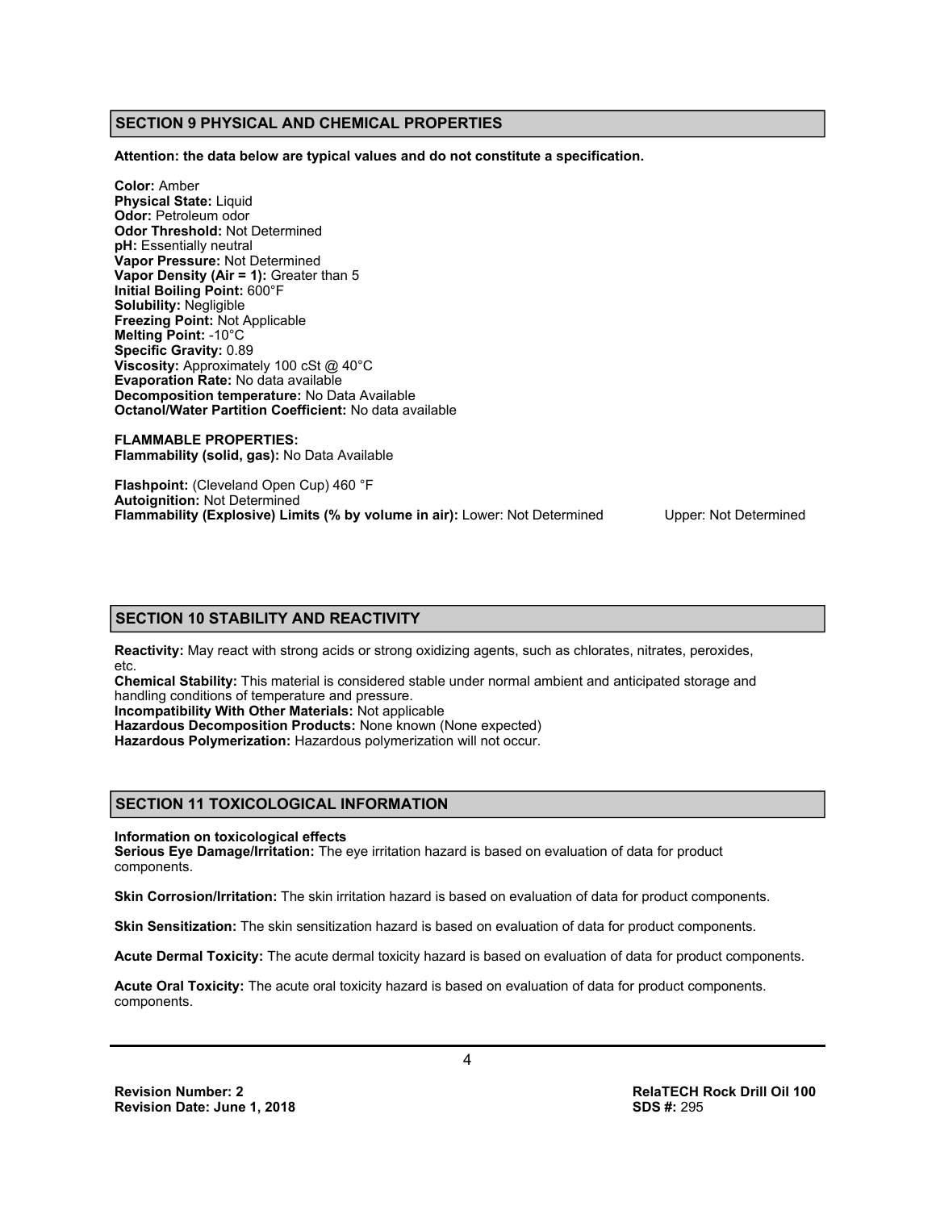## SECTION 9 PHYSICAL AND CHEMICAL PROPERTIES

**Attention: the data below are typical values and do not constitute a specification.**

**Color:** Amber
**Physical State:** Liquid
**Odor:** Petroleum odor
**Odor Threshold:** Not Determined
**pH:** Essentially neutral
**Vapor Pressure:** Not Determined
**Vapor Density (Air = 1):** Greater than 5
**Initial Boiling Point:** 600°F
**Solubility:** Negligible
**Freezing Point:** Not Applicable
**Melting Point:** -10°C
**Specific Gravity:** 0.89
**Viscosity:** Approximately 100 cSt @ 40°C
**Evaporation Rate:** No data available
**Decomposition temperature:** No Data Available
**Octanol/Water Partition Coefficient:** No data available

**FLAMMABLE PROPERTIES:**
**Flammability (solid, gas):** No Data Available

**Flashpoint:** (Cleveland Open Cup) 460 °F
**Autoignition:** Not Determined
**Flammability (Explosive) Limits (% by volume in air):** Lower: Not Determined Upper: Not Determined

## SECTION 10 STABILITY AND REACTIVITY

**Reactivity:** May react with strong acids or strong oxidizing agents, such as chlorates, nitrates, peroxides, etc.
**Chemical Stability:** This material is considered stable under normal ambient and anticipated storage and handling conditions of temperature and pressure.
**Incompatibility With Other Materials:** Not applicable
**Hazardous Decomposition Products:** None known (None expected)
**Hazardous Polymerization:** Hazardous polymerization will not occur.

## SECTION 11 TOXICOLOGICAL INFORMATION

**Information on toxicological effects**
**Serious Eye Damage/Irritation:** The eye irritation hazard is based on evaluation of data for product components.

**Skin Corrosion/Irritation:** The skin irritation hazard is based on evaluation of data for product components.

**Skin Sensitization:** The skin sensitization hazard is based on evaluation of data for product components.

**Acute Dermal Toxicity:** The acute dermal toxicity hazard is based on evaluation of data for product components.

**Acute Oral Toxicity:** The acute oral toxicity hazard is based on evaluation of data for product components. components.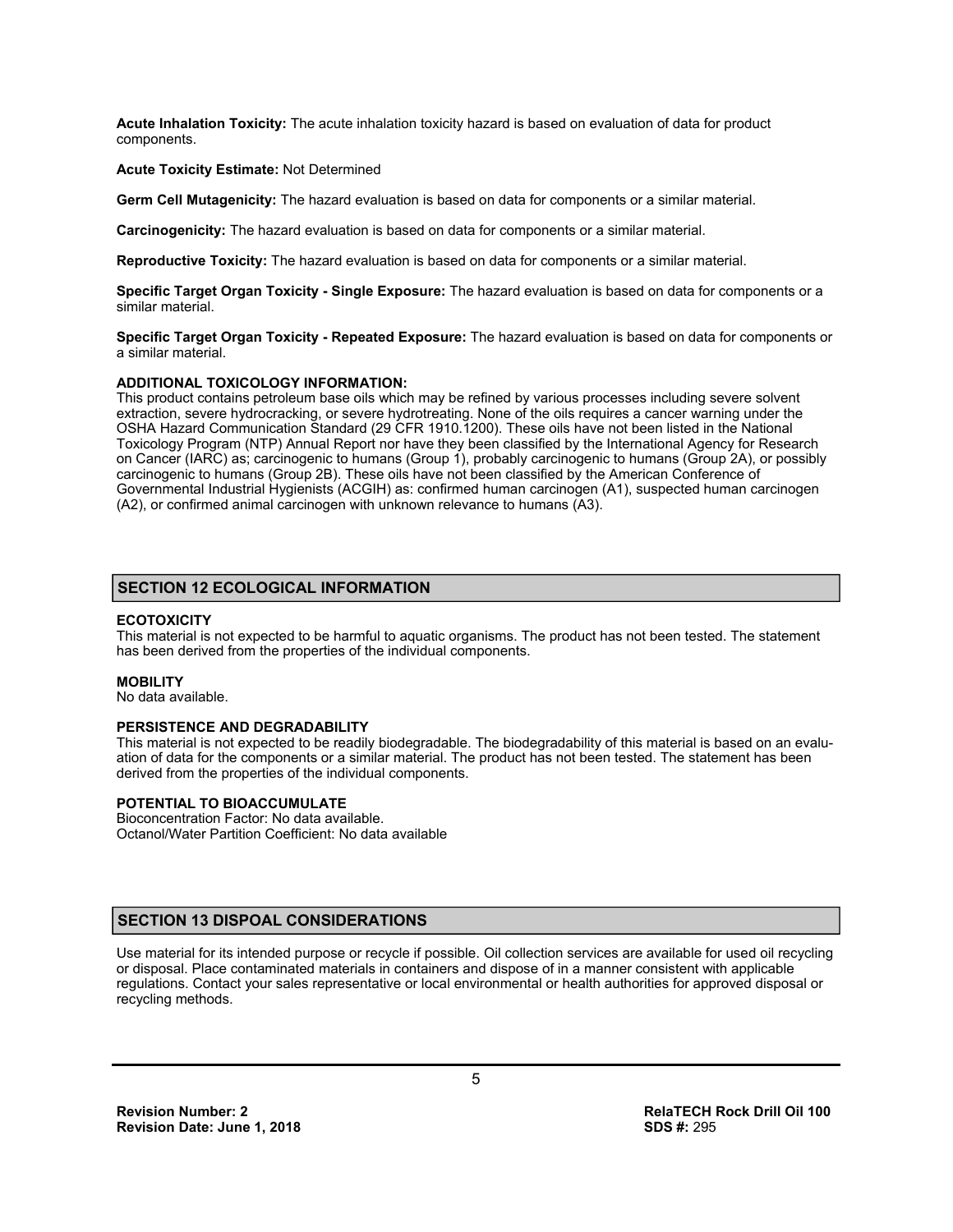**Acute Inhalation Toxicity:** The acute inhalation toxicity hazard is based on evaluation of data for product components.

**Acute Toxicity Estimate:** Not Determined

**Germ Cell Mutagenicity:** The hazard evaluation is based on data for components or a similar material.

**Carcinogenicity:** The hazard evaluation is based on data for components or a similar material.

**Reproductive Toxicity:** The hazard evaluation is based on data for components or a similar material.

**Specific Target Organ Toxicity - Single Exposure:** The hazard evaluation is based on data for components or a similar material.

**Specific Target Organ Toxicity - Repeated Exposure:** The hazard evaluation is based on data for components or a similar material.

**ADDITIONAL TOXICOLOGY INFORMATION:**
This product contains petroleum base oils which may be refined by various processes including severe solvent extraction, severe hydrocracking, or severe hydrotreating. None of the oils requires a cancer warning under the OSHA Hazard Communication Standard (29 CFR 1910.1200). These oils have not been listed in the National Toxicology Program (NTP) Annual Report nor have they been classified by the International Agency for Research on Cancer (IARC) as; carcinogenic to humans (Group 1), probably carcinogenic to humans (Group 2A), or possibly carcinogenic to humans (Group 2B). These oils have not been classified by the American Conference of Governmental Industrial Hygienists (ACGIH) as: confirmed human carcinogen (A1), suspected human carcinogen (A2), or confirmed animal carcinogen with unknown relevance to humans (A3).

## SECTION 12 ECOLOGICAL INFORMATION

**ECOTOXICITY**
This material is not expected to be harmful to aquatic organisms. The product has not been tested. The statement has been derived from the properties of the individual components.

**MOBILITY**
No data available.

**PERSISTENCE AND DEGRADABILITY**
This material is not expected to be readily biodegradable. The biodegradability of this material is based on an evaluation of data for the components or a similar material. The product has not been tested. The statement has been derived from the properties of the individual components.

**POTENTIAL TO BIOACCUMULATE**
Bioconcentration Factor: No data available.
Octanol/Water Partition Coefficient: No data available

## SECTION 13 DISPOAL CONSIDERATIONS

Use material for its intended purpose or recycle if possible. Oil collection services are available for used oil recycling or disposal. Place contaminated materials in containers and dispose of in a manner consistent with applicable regulations. Contact your sales representative or local environmental or health authorities for approved disposal or recycling methods.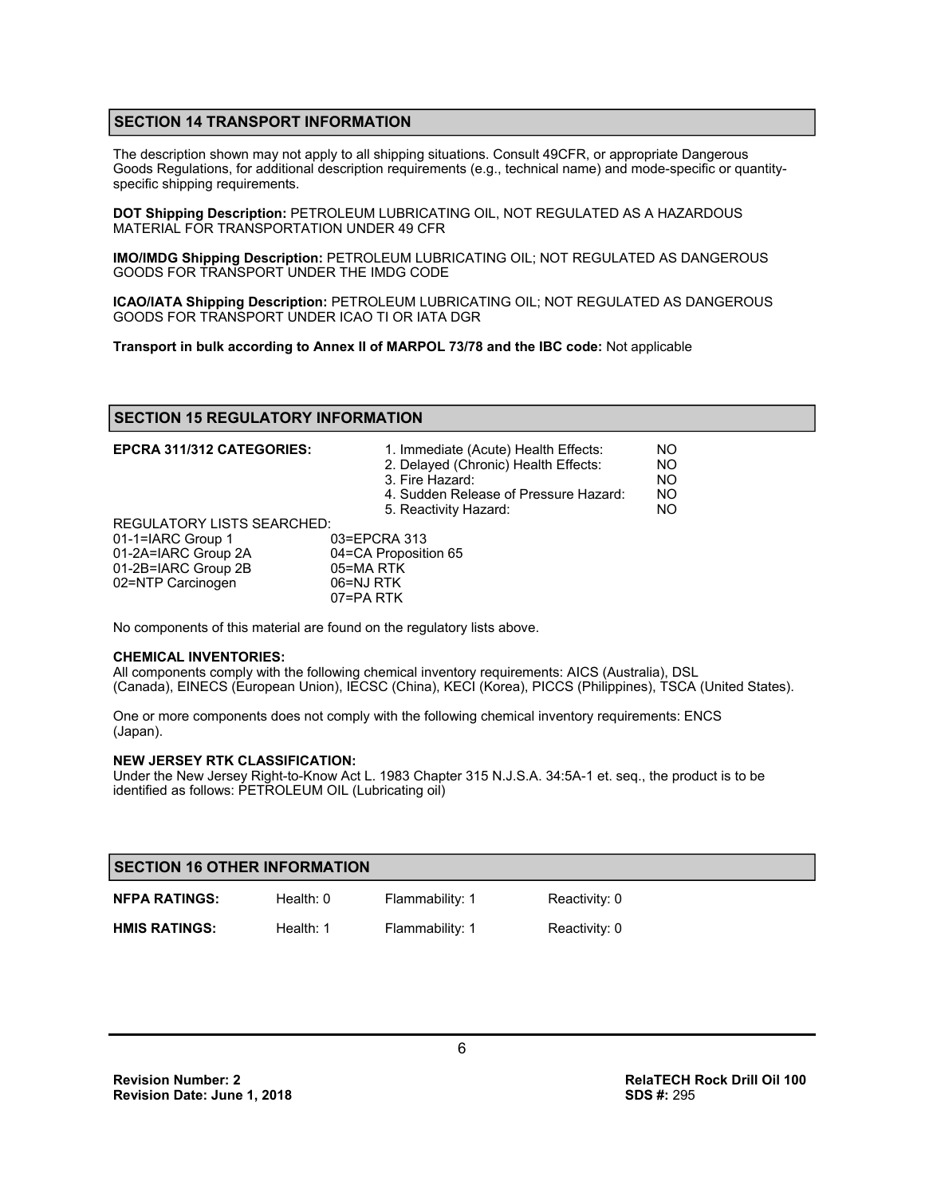## SECTION 14 TRANSPORT INFORMATION

The description shown may not apply to all shipping situations. Consult 49CFR, or appropriate Dangerous Goods Regulations, for additional description requirements (e.g., technical name) and mode-specific or quantity-specific shipping requirements.

**DOT Shipping Description:** PETROLEUM LUBRICATING OIL, NOT REGULATED AS A HAZARDOUS MATERIAL FOR TRANSPORTATION UNDER 49 CFR

**IMO/IMDG Shipping Description:** PETROLEUM LUBRICATING OIL; NOT REGULATED AS DANGEROUS GOODS FOR TRANSPORT UNDER THE IMDG CODE

**ICAO/IATA Shipping Description:** PETROLEUM LUBRICATING OIL; NOT REGULATED AS DANGEROUS GOODS FOR TRANSPORT UNDER ICAO TI OR IATA DGR

**Transport in bulk according to Annex II of MARPOL 73/78 and the IBC code:** Not applicable

## SECTION 15 REGULATORY INFORMATION

**EPCRA 311/312 CATEGORIES:**

| | |
|---|---|
| 1. Immediate (Acute) Health Effects: | NO |
| 2. Delayed (Chronic) Health Effects: | NO |
| 3. Fire Hazard: | NO |
| 4. Sudden Release of Pressure Hazard: | NO |
| 5. Reactivity Hazard: | NO |

REGULATORY LISTS SEARCHED:

| | |
|---|---|
| 01-1=IARC Group 1 | 03=EPCRA 313 |
| 01-2A=IARC Group 2A | 04=CA Proposition 65 |
| 01-2B=IARC Group 2B | 05=MA RTK |
| 02=NTP Carcinogen | 06=NJ RTK |
| | 07=PA RTK |

No components of this material are found on the regulatory lists above.

**CHEMICAL INVENTORIES:**

All components comply with the following chemical inventory requirements: AICS (Australia), DSL (Canada), EINECS (European Union), IECSC (China), KECI (Korea), PICCS (Philippines), TSCA (United States).

One or more components does not comply with the following chemical inventory requirements: ENCS (Japan).

**NEW JERSEY RTK CLASSIFICATION:**

Under the New Jersey Right-to-Know Act L. 1983 Chapter 315 N.J.S.A. 34:5A-1 et. seq., the product is to be identified as follows: PETROLEUM OIL (Lubricating oil)

## SECTION 16 OTHER INFORMATION

| | | | |
|---|---|---|---|
| **NFPA RATINGS:** | Health: 0 | Flammability: 1 | Reactivity: 0 |
| **HMIS RATINGS:** | Health: 1 | Flammability: 1 | Reactivity: 0 |

**Revision Number: 2**
**Revision Date: June 1, 2018**

**RelaTECH Rock Drill Oil 100**
**SDS #:** 295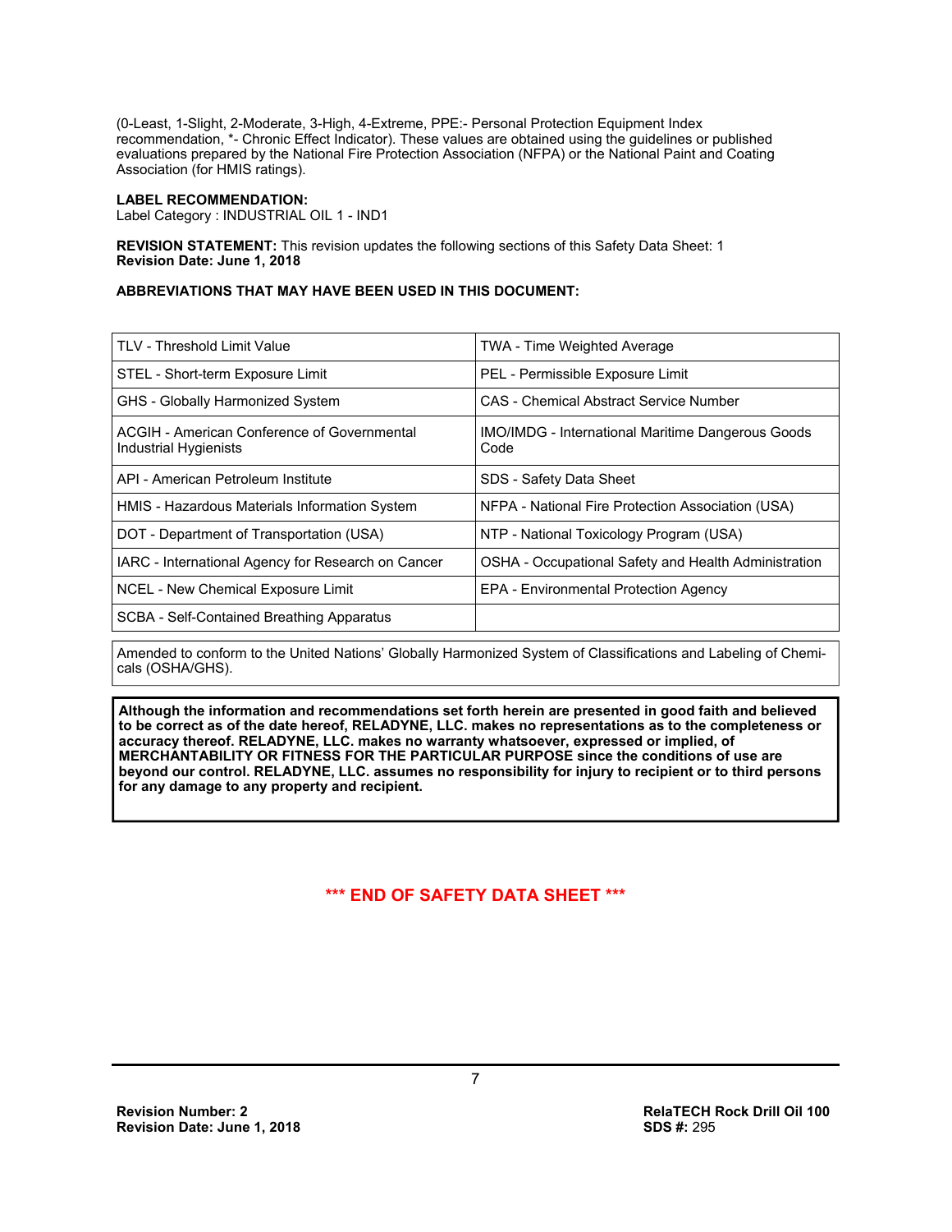(0-Least, 1-Slight, 2-Moderate, 3-High, 4-Extreme, PPE:- Personal Protection Equipment Index recommendation, *- Chronic Effect Indicator). These values are obtained using the guidelines or published evaluations prepared by the National Fire Protection Association (NFPA) or the National Paint and Coating Association (for HMIS ratings).

**LABEL RECOMMENDATION:**
Label Category : INDUSTRIAL OIL 1 - IND1

**REVISION STATEMENT:** This revision updates the following sections of this Safety Data Sheet: 1
**Revision Date: June 1, 2018**

**ABBREVIATIONS THAT MAY HAVE BEEN USED IN THIS DOCUMENT:**

| | |
|---|---|
| TLV - Threshold Limit Value | TWA - Time Weighted Average |
| STEL - Short-term Exposure Limit | PEL - Permissible Exposure Limit |
| GHS - Globally Harmonized System | CAS - Chemical Abstract Service Number |
| ACGIH - American Conference of Governmental Industrial Hygienists | IMO/IMDG - International Maritime Dangerous Goods Code |
| API - American Petroleum Institute | SDS - Safety Data Sheet |
| HMIS - Hazardous Materials Information System | NFPA - National Fire Protection Association (USA) |
| DOT - Department of Transportation (USA) | NTP - National Toxicology Program (USA) |
| IARC - International Agency for Research on Cancer | OSHA - Occupational Safety and Health Administration |
| NCEL - New Chemical Exposure Limit | EPA - Environmental Protection Agency |
| SCBA - Self-Contained Breathing Apparatus | |

Amended to conform to the United Nations' Globally Harmonized System of Classifications and Labeling of Chemicals (OSHA/GHS).

**Although the information and recommendations set forth herein are presented in good faith and believed to be correct as of the date hereof, RELADYNE, LLC. makes no representations as to the completeness or accuracy thereof. RELADYNE, LLC. makes no warranty whatsoever, expressed or implied, of MERCHANTABILITY OR FITNESS FOR THE PARTICULAR PURPOSE since the conditions of use are beyond our control. RELADYNE, LLC. assumes no responsibility for injury to recipient or to third persons for any damage to any property and recipient.**

**\*\*\* END OF SAFETY DATA SHEET \*\*\***